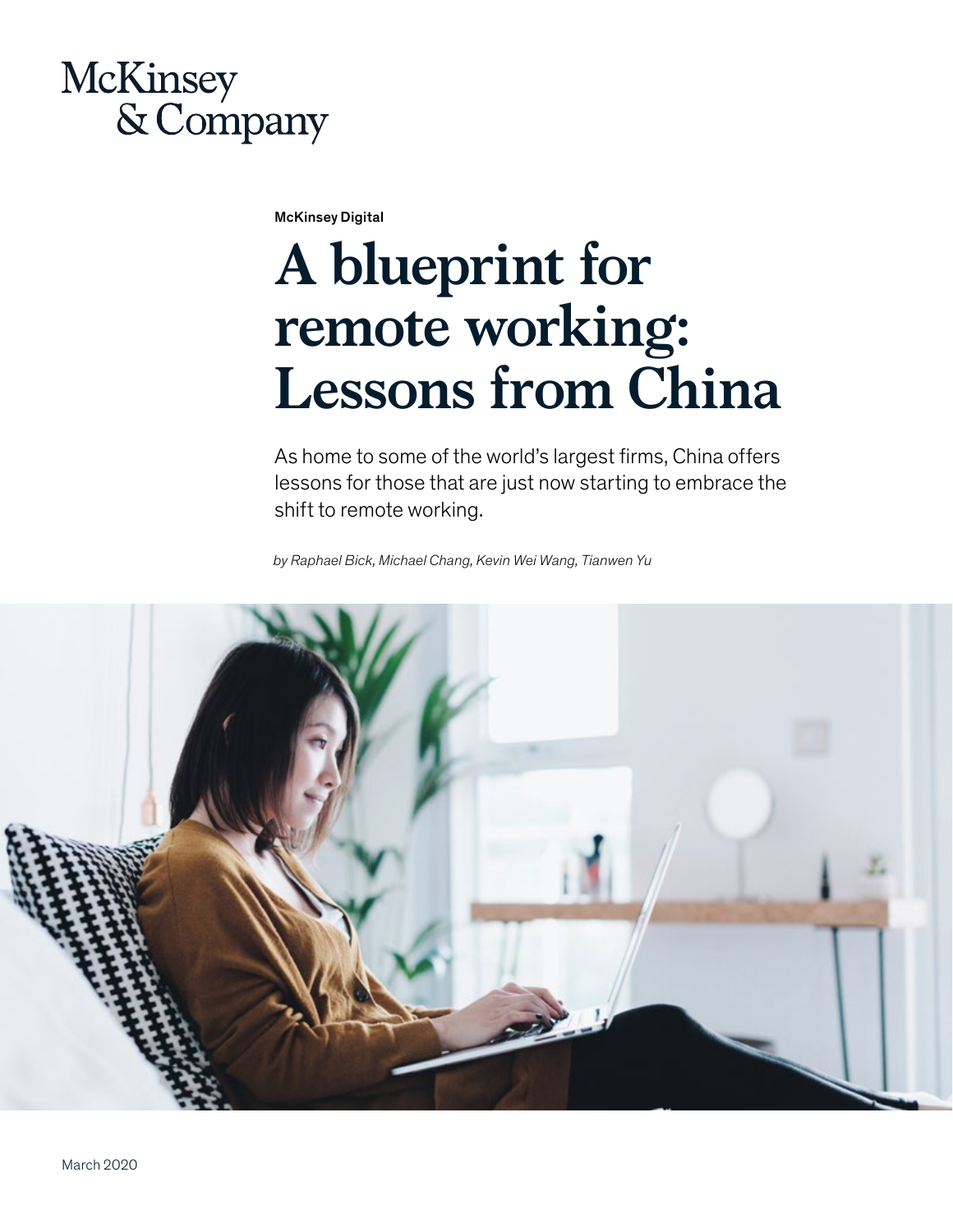McKinsey & Company

McKinsey Digital

# A blueprint for remote working: Lessons from China

As home to some of the world's largest firms, China offers lessons for those that are just now starting to embrace the shift to remote working.

*by Raphael Bick, Michael Chang, Kevin Wei Wang, Tianwen Yu*

March 2020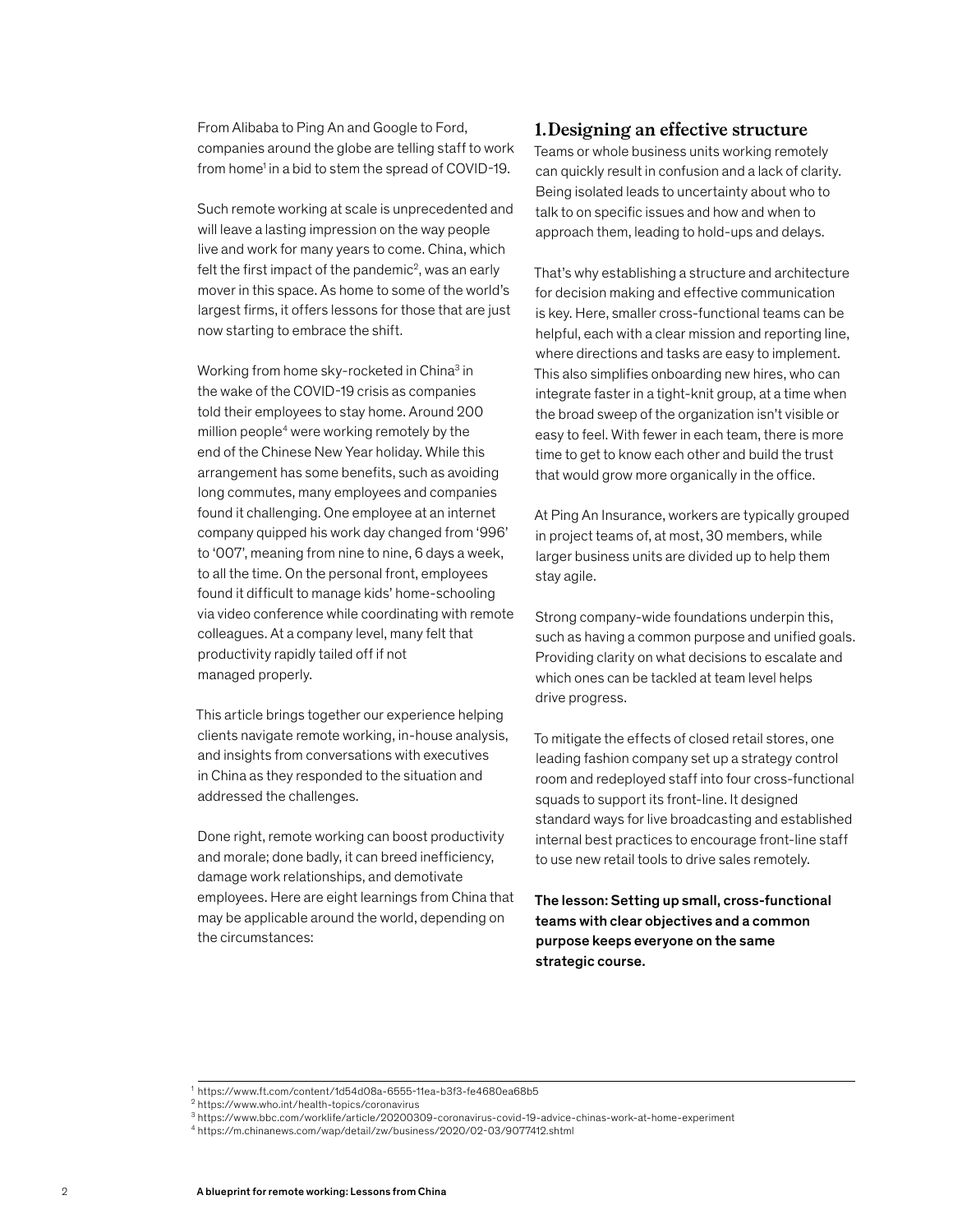From Alibaba to Ping An and Google to Ford, companies around the globe are telling staff to work from home[1] in a bid to stem the spread of COVID-19.

Such remote working at scale is unprecedented and will leave a lasting impression on the way people live and work for many years to come. China, which felt the first impact of the pandemic[2], was an early mover in this space. As home to some of the world's largest firms, it offers lessons for those that are just now starting to embrace the shift.

Working from home sky-rocketed in China[3] in the wake of the COVID-19 crisis as companies told their employees to stay home. Around 200 million people[4] were working remotely by the end of the Chinese New Year holiday. While this arrangement has some benefits, such as avoiding long commutes, many employees and companies found it challenging. One employee at an internet company quipped his work day changed from '996' to '007', meaning from nine to nine, 6 days a week, to all the time. On the personal front, employees found it difficult to manage kids' home-schooling via video conference while coordinating with remote colleagues. At a company level, many felt that productivity rapidly tailed off if not managed properly.

This article brings together our experience helping clients navigate remote working, in-house analysis, and insights from conversations with executives in China as they responded to the situation and addressed the challenges.

Done right, remote working can boost productivity and morale; done badly, it can breed inefficiency, damage work relationships, and demotivate employees. Here are eight learnings from China that may be applicable around the world, depending on the circumstances:

## 1. Designing an effective structure

Teams or whole business units working remotely can quickly result in confusion and a lack of clarity. Being isolated leads to uncertainty about who to talk to on specific issues and how and when to approach them, leading to hold-ups and delays.

That's why establishing a structure and architecture for decision making and effective communication is key. Here, smaller cross-functional teams can be helpful, each with a clear mission and reporting line, where directions and tasks are easy to implement. This also simplifies onboarding new hires, who can integrate faster in a tight-knit group, at a time when the broad sweep of the organization isn't visible or easy to feel. With fewer in each team, there is more time to get to know each other and build the trust that would grow more organically in the office.

At Ping An Insurance, workers are typically grouped in project teams of, at most, 30 members, while larger business units are divided up to help them stay agile.

Strong company-wide foundations underpin this, such as having a common purpose and unified goals. Providing clarity on what decisions to escalate and which ones can be tackled at team level helps drive progress.

To mitigate the effects of closed retail stores, one leading fashion company set up a strategy control room and redeployed staff into four cross-functional squads to support its front-line. It designed standard ways for live broadcasting and established internal best practices to encourage front-line staff to use new retail tools to drive sales remotely.

**The lesson: Setting up small, cross-functional teams with clear objectives and a common purpose keeps everyone on the same strategic course.**

---

[1] https://www.ft.com/content/1d54d08a-6555-11ea-b3f3-fe4680ea68b5
[2] https://www.who.int/health-topics/coronavirus
[3] https://www.bbc.com/worklife/article/20200309-coronavirus-covid-19-advice-chinas-work-at-home-experiment
[4] https://m.chinanews.com/wap/detail/zw/business/2020/02-03/9077412.shtml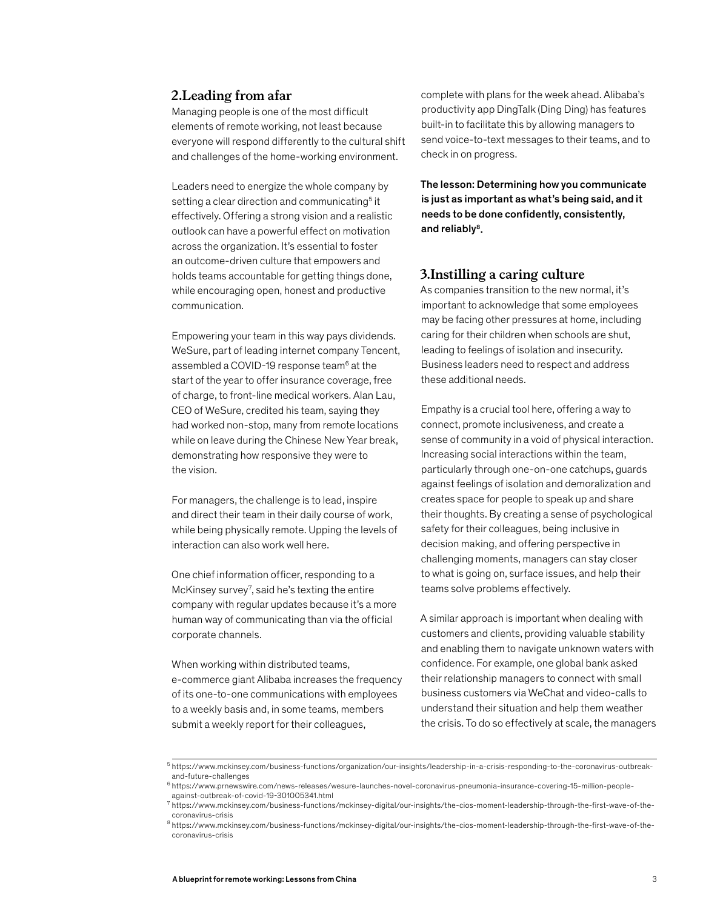## 2.Leading from afar

Managing people is one of the most difficult elements of remote working, not least because everyone will respond differently to the cultural shift and challenges of the home-working environment.

Leaders need to energize the whole company by setting a clear direction and communicating[5] it effectively. Offering a strong vision and a realistic outlook can have a powerful effect on motivation across the organization. It's essential to foster an outcome-driven culture that empowers and holds teams accountable for getting things done, while encouraging open, honest and productive communication.

Empowering your team in this way pays dividends. WeSure, part of leading internet company Tencent, assembled a COVID-19 response team[6] at the start of the year to offer insurance coverage, free of charge, to front-line medical workers. Alan Lau, CEO of WeSure, credited his team, saying they had worked non-stop, many from remote locations while on leave during the Chinese New Year break, demonstrating how responsive they were to the vision.

For managers, the challenge is to lead, inspire and direct their team in their daily course of work, while being physically remote. Upping the levels of interaction can also work well here.

One chief information officer, responding to a McKinsey survey[7], said he's texting the entire company with regular updates because it's a more human way of communicating than via the official corporate channels.

When working within distributed teams, e-commerce giant Alibaba increases the frequency of its one-to-one communications with employees to a weekly basis and, in some teams, members submit a weekly report for their colleagues, complete with plans for the week ahead. Alibaba's productivity app DingTalk (Ding Ding) has features built-in to facilitate this by allowing managers to send voice-to-text messages to their teams, and to check in on progress.

**The lesson: Determining how you communicate is just as important as what's being said, and it needs to be done confidently, consistently, and reliably[8].**

## 3.Instilling a caring culture

As companies transition to the new normal, it's important to acknowledge that some employees may be facing other pressures at home, including caring for their children when schools are shut, leading to feelings of isolation and insecurity. Business leaders need to respect and address these additional needs.

Empathy is a crucial tool here, offering a way to connect, promote inclusiveness, and create a sense of community in a void of physical interaction. Increasing social interactions within the team, particularly through one-on-one catchups, guards against feelings of isolation and demoralization and creates space for people to speak up and share their thoughts. By creating a sense of psychological safety for their colleagues, being inclusive in decision making, and offering perspective in challenging moments, managers can stay closer to what is going on, surface issues, and help their teams solve problems effectively.

A similar approach is important when dealing with customers and clients, providing valuable stability and enabling them to navigate unknown waters with confidence. For example, one global bank asked their relationship managers to connect with small business customers via WeChat and video-calls to understand their situation and help them weather the crisis. To do so effectively at scale, the managers

---

[5] https://www.mckinsey.com/business-functions/organization/our-insights/leadership-in-a-crisis-responding-to-the-coronavirus-outbreak-and-future-challenges

[6] https://www.prnewswire.com/news-releases/wesure-launches-novel-coronavirus-pneumonia-insurance-covering-15-million-people-against-outbreak-of-covid-19-301005341.html

[7] https://www.mckinsey.com/business-functions/mckinsey-digital/our-insights/the-cios-moment-leadership-through-the-first-wave-of-the-coronavirus-crisis

[8] https://www.mckinsey.com/business-functions/mckinsey-digital/our-insights/the-cios-moment-leadership-through-the-first-wave-of-the-coronavirus-crisis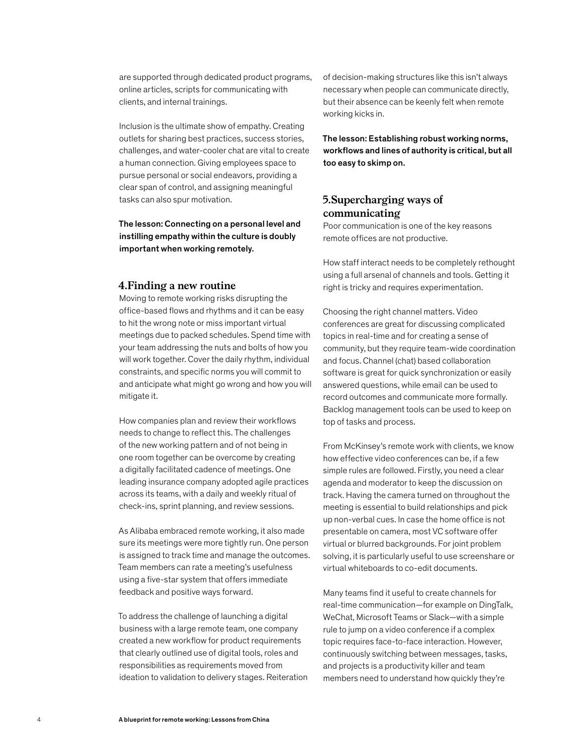are supported through dedicated product programs, online articles, scripts for communicating with clients, and internal trainings.

Inclusion is the ultimate show of empathy. Creating outlets for sharing best practices, success stories, challenges, and water-cooler chat are vital to create a human connection. Giving employees space to pursue personal or social endeavors, providing a clear span of control, and assigning meaningful tasks can also spur motivation.

**The lesson: Connecting on a personal level and instilling empathy within the culture is doubly important when working remotely.**

## 4.Finding a new routine

Moving to remote working risks disrupting the office-based flows and rhythms and it can be easy to hit the wrong note or miss important virtual meetings due to packed schedules. Spend time with your team addressing the nuts and bolts of how you will work together. Cover the daily rhythm, individual constraints, and specific norms you will commit to and anticipate what might go wrong and how you will mitigate it.

How companies plan and review their workflows needs to change to reflect this. The challenges of the new working pattern and of not being in one room together can be overcome by creating a digitally facilitated cadence of meetings. One leading insurance company adopted agile practices across its teams, with a daily and weekly ritual of check-ins, sprint planning, and review sessions.

As Alibaba embraced remote working, it also made sure its meetings were more tightly run. One person is assigned to track time and manage the outcomes. Team members can rate a meeting's usefulness using a five-star system that offers immediate feedback and positive ways forward.

To address the challenge of launching a digital business with a large remote team, one company created a new workflow for product requirements that clearly outlined use of digital tools, roles and responsibilities as requirements moved from ideation to validation to delivery stages. Reiteration of decision-making structures like this isn't always necessary when people can communicate directly, but their absence can be keenly felt when remote working kicks in.

**The lesson: Establishing robust working norms, workflows and lines of authority is critical, but all too easy to skimp on.**

## 5.Supercharging ways of communicating

Poor communication is one of the key reasons remote offices are not productive.

How staff interact needs to be completely rethought using a full arsenal of channels and tools. Getting it right is tricky and requires experimentation.

Choosing the right channel matters. Video conferences are great for discussing complicated topics in real-time and for creating a sense of community, but they require team-wide coordination and focus. Channel (chat) based collaboration software is great for quick synchronization or easily answered questions, while email can be used to record outcomes and communicate more formally. Backlog management tools can be used to keep on top of tasks and process.

From McKinsey's remote work with clients, we know how effective video conferences can be, if a few simple rules are followed. Firstly, you need a clear agenda and moderator to keep the discussion on track. Having the camera turned on throughout the meeting is essential to build relationships and pick up non-verbal cues. In case the home office is not presentable on camera, most VC software offer virtual or blurred backgrounds. For joint problem solving, it is particularly useful to use screenshare or virtual whiteboards to co-edit documents.

Many teams find it useful to create channels for real-time communication—for example on DingTalk, WeChat, Microsoft Teams or Slack—with a simple rule to jump on a video conference if a complex topic requires face-to-face interaction. However, continuously switching between messages, tasks, and projects is a productivity killer and team members need to understand how quickly they're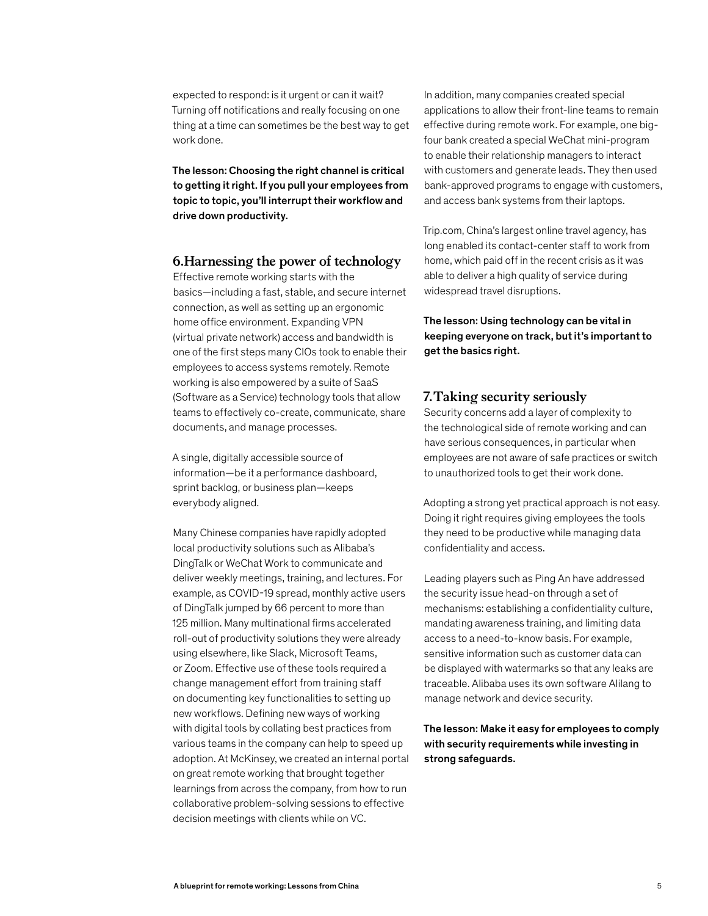expected to respond: is it urgent or can it wait? Turning off notifications and really focusing on one thing at a time can sometimes be the best way to get work done.

**The lesson: Choosing the right channel is critical to getting it right. If you pull your employees from topic to topic, you'll interrupt their workflow and drive down productivity.**

## 6. Harnessing the power of technology

Effective remote working starts with the basics—including a fast, stable, and secure internet connection, as well as setting up an ergonomic home office environment. Expanding VPN (virtual private network) access and bandwidth is one of the first steps many CIOs took to enable their employees to access systems remotely. Remote working is also empowered by a suite of SaaS (Software as a Service) technology tools that allow teams to effectively co-create, communicate, share documents, and manage processes.

A single, digitally accessible source of information—be it a performance dashboard, sprint backlog, or business plan—keeps everybody aligned.

Many Chinese companies have rapidly adopted local productivity solutions such as Alibaba's DingTalk or WeChat Work to communicate and deliver weekly meetings, training, and lectures. For example, as COVID-19 spread, monthly active users of DingTalk jumped by 66 percent to more than 125 million. Many multinational firms accelerated roll-out of productivity solutions they were already using elsewhere, like Slack, Microsoft Teams, or Zoom. Effective use of these tools required a change management effort from training staff on documenting key functionalities to setting up new workflows. Defining new ways of working with digital tools by collating best practices from various teams in the company can help to speed up adoption. At McKinsey, we created an internal portal on great remote working that brought together learnings from across the company, from how to run collaborative problem-solving sessions to effective decision meetings with clients while on VC.

In addition, many companies created special applications to allow their front-line teams to remain effective during remote work. For example, one big-four bank created a special WeChat mini-program to enable their relationship managers to interact with customers and generate leads. They then used bank-approved programs to engage with customers, and access bank systems from their laptops.

Trip.com, China's largest online travel agency, has long enabled its contact-center staff to work from home, which paid off in the recent crisis as it was able to deliver a high quality of service during widespread travel disruptions.

**The lesson: Using technology can be vital in keeping everyone on track, but it's important to get the basics right.**

## 7. Taking security seriously

Security concerns add a layer of complexity to the technological side of remote working and can have serious consequences, in particular when employees are not aware of safe practices or switch to unauthorized tools to get their work done.

Adopting a strong yet practical approach is not easy. Doing it right requires giving employees the tools they need to be productive while managing data confidentiality and access.

Leading players such as Ping An have addressed the security issue head-on through a set of mechanisms: establishing a confidentiality culture, mandating awareness training, and limiting data access to a need-to-know basis. For example, sensitive information such as customer data can be displayed with watermarks so that any leaks are traceable. Alibaba uses its own software Alilang to manage network and device security.

**The lesson: Make it easy for employees to comply with security requirements while investing in strong safeguards.**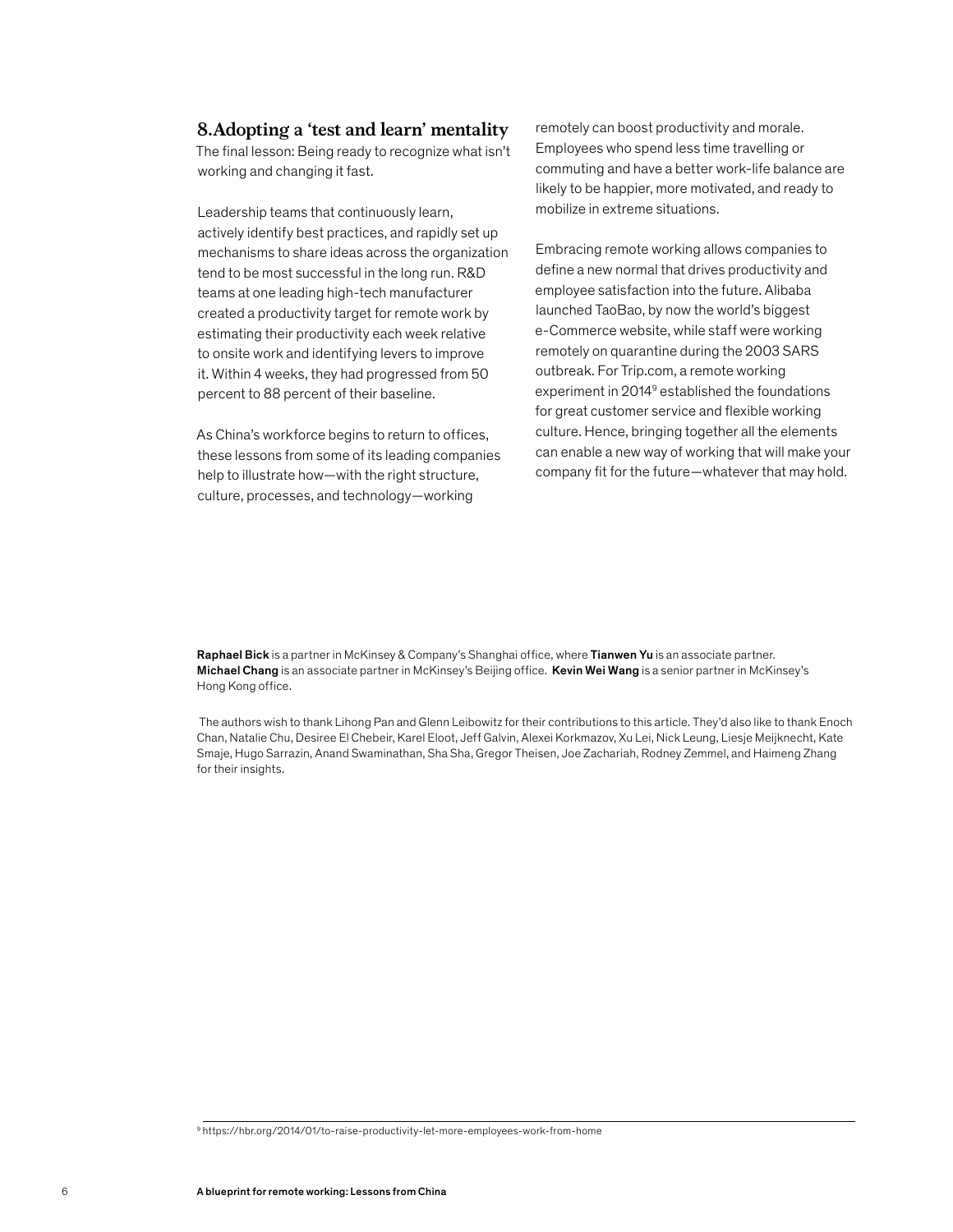## 8. Adopting a 'test and learn' mentality

The final lesson: Being ready to recognize what isn't working and changing it fast.

Leadership teams that continuously learn, actively identify best practices, and rapidly set up mechanisms to share ideas across the organization tend to be most successful in the long run. R&D teams at one leading high-tech manufacturer created a productivity target for remote work by estimating their productivity each week relative to onsite work and identifying levers to improve it. Within 4 weeks, they had progressed from 50 percent to 88 percent of their baseline.

As China's workforce begins to return to offices, these lessons from some of its leading companies help to illustrate how—with the right structure, culture, processes, and technology—working remotely can boost productivity and morale. Employees who spend less time travelling or commuting and have a better work-life balance are likely to be happier, more motivated, and ready to mobilize in extreme situations.

Embracing remote working allows companies to define a new normal that drives productivity and employee satisfaction into the future. Alibaba launched TaoBao, by now the world's biggest e-Commerce website, while staff were working remotely on quarantine during the 2003 SARS outbreak. For Trip.com, a remote working experiment in 2014[9] established the foundations for great customer service and flexible working culture. Hence, bringing together all the elements can enable a new way of working that will make your company fit for the future—whatever that may hold.

**Raphael Bick** is a partner in McKinsey & Company's Shanghai office, where **Tianwen Yu** is an associate partner. **Michael Chang** is an associate partner in McKinsey's Beijing office. **Kevin Wei Wang** is a senior partner in McKinsey's Hong Kong office.

The authors wish to thank Lihong Pan and Glenn Leibowitz for their contributions to this article. They'd also like to thank Enoch Chan, Natalie Chu, Desiree El Chebeir, Karel Eloot, Jeff Galvin, Alexei Korkmazov, Xu Lei, Nick Leung, Liesje Meijknecht, Kate Smaje, Hugo Sarrazin, Anand Swaminathan, Sha Sha, Gregor Theisen, Joe Zachariah, Rodney Zemmel, and Haimeng Zhang for their insights.

---

[9] https://hbr.org/2014/01/to-raise-productivity-let-more-employees-work-from-home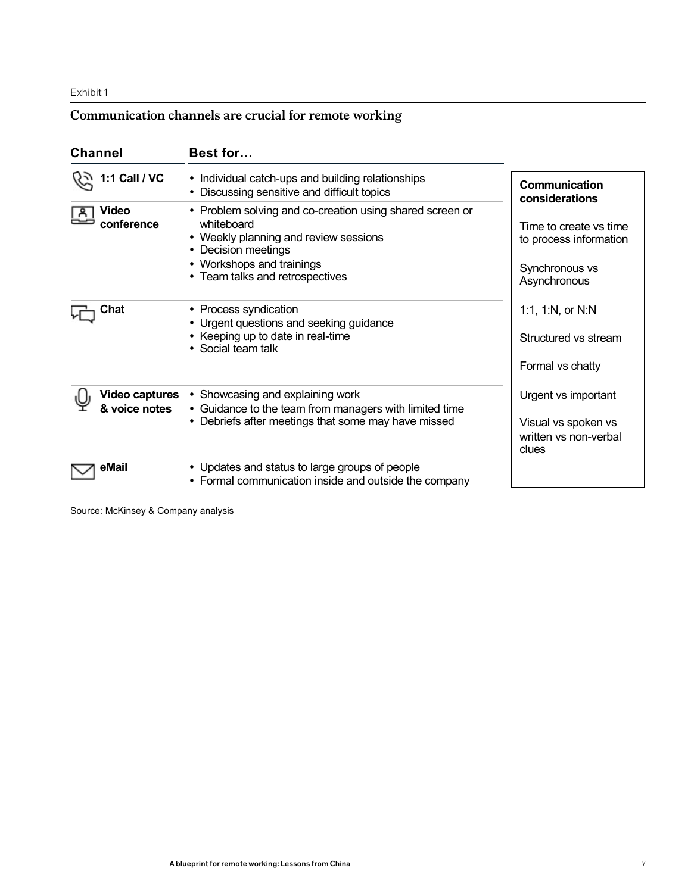Exhibit 1

## Communication channels are crucial for remote working

| Channel | Best for… |
| --- | --- |
| **1:1 Call / VC** | • Individual catch-ups and building relationships<br>• Discussing sensitive and difficult topics |
| **Video conference** | • Problem solving and co-creation using shared screen or whiteboard<br>• Weekly planning and review sessions<br>• Decision meetings<br>• Workshops and trainings<br>• Team talks and retrospectives |
| **Chat** | • Process syndication<br>• Urgent questions and seeking guidance<br>• Keeping up to date in real-time<br>• Social team talk |
| **Video captures & voice notes** | • Showcasing and explaining work<br>• Guidance to the team from managers with limited time<br>• Debriefs after meetings that some may have missed |
| **eMail** | • Updates and status to large groups of people<br>• Formal communication inside and outside the company |

**Communication considerations**

Time to create vs time to process information

Synchronous vs Asynchronous

1:1, 1:N, or N:N

Structured vs stream

Formal vs chatty

Urgent vs important

Visual vs spoken vs written vs non-verbal clues

Source: McKinsey & Company analysis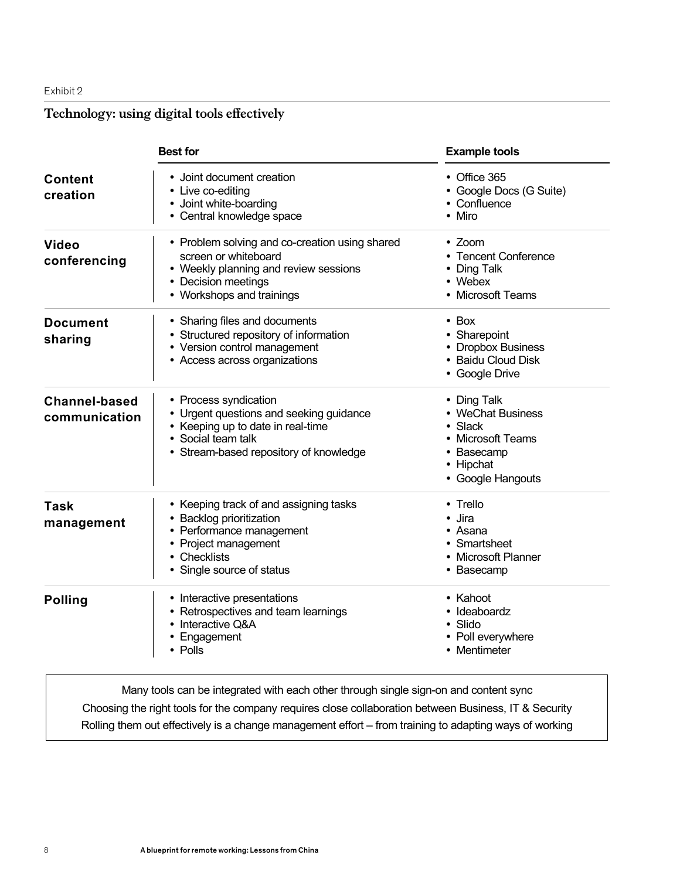Exhibit 2

## Technology: using digital tools effectively

| | Best for | Example tools |
|---|---|---|
| **Content creation** | • Joint document creation<br>• Live co-editing<br>• Joint white-boarding<br>• Central knowledge space | • Office 365<br>• Google Docs (G Suite)<br>• Confluence<br>• Miro |
| **Video conferencing** | • Problem solving and co-creation using shared screen or whiteboard<br>• Weekly planning and review sessions<br>• Decision meetings<br>• Workshops and trainings | • Zoom<br>• Tencent Conference<br>• Ding Talk<br>• Webex<br>• Microsoft Teams |
| **Document sharing** | • Sharing files and documents<br>• Structured repository of information<br>• Version control management<br>• Access across organizations | • Box<br>• Sharepoint<br>• Dropbox Business<br>• Baidu Cloud Disk<br>• Google Drive |
| **Channel-based communication** | • Process syndication<br>• Urgent questions and seeking guidance<br>• Keeping up to date in real-time<br>• Social team talk<br>• Stream-based repository of knowledge | • Ding Talk<br>• WeChat Business<br>• Slack<br>• Microsoft Teams<br>• Basecamp<br>• Hipchat<br>• Google Hangouts |
| **Task management** | • Keeping track of and assigning tasks<br>• Backlog prioritization<br>• Performance management<br>• Project management<br>• Checklists<br>• Single source of status | • Trello<br>• Jira<br>• Asana<br>• Smartsheet<br>• Microsoft Planner<br>• Basecamp |
| **Polling** | • Interactive presentations<br>• Retrospectives and team learnings<br>• Interactive Q&A<br>• Engagement<br>• Polls | • Kahoot<br>• Ideaboardz<br>• Slido<br>• Poll everywhere<br>• Mentimeter |

Many tools can be integrated with each other through single sign-on and content sync

Choosing the right tools for the company requires close collaboration between Business, IT & Security

Rolling them out effectively is a change management effort – from training to adapting ways of working